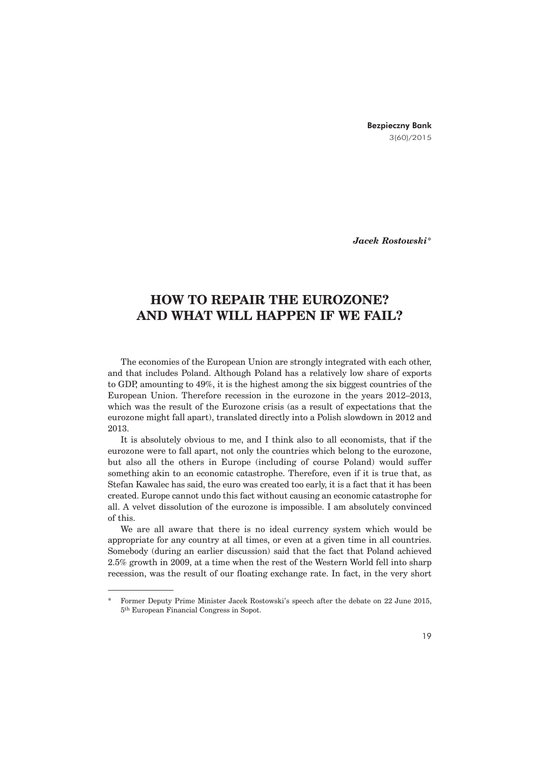*Jacek Rostowski*[*]

# HOW TO REPAIR THE EUROZONE? AND WHAT WILL HAPPEN IF WE FAIL?

The economies of the European Union are strongly integrated with each other, and that includes Poland. Although Poland has a relatively low share of exports to GDP, amounting to 49%, it is the highest among the six biggest countries of the European Union. Therefore recession in the eurozone in the years 2012–2013, which was the result of the Eurozone crisis (as a result of expectations that the eurozone might fall apart), translated directly into a Polish slowdown in 2012 and 2013.

It is absolutely obvious to me, and I think also to all economists, that if the eurozone were to fall apart, not only the countries which belong to the eurozone, but also all the others in Europe (including of course Poland) would suffer something akin to an economic catastrophe. Therefore, even if it is true that, as Stefan Kawalec has said, the euro was created too early, it is a fact that it has been created. Europe cannot undo this fact without causing an economic catastrophe for all. A velvet dissolution of the eurozone is impossible. I am absolutely convinced of this.

We are all aware that there is no ideal currency system which would be appropriate for any country at all times, or even at a given time in all countries. Somebody (during an earlier discussion) said that the fact that Poland achieved 2.5% growth in 2009, at a time when the rest of the Western World fell into sharp recession, was the result of our floating exchange rate. In fact, in the very short

---

[*] Former Deputy Prime Minister Jacek Rostowski's speech after the debate on 22 June 2015, 5th European Financial Congress in Sopot.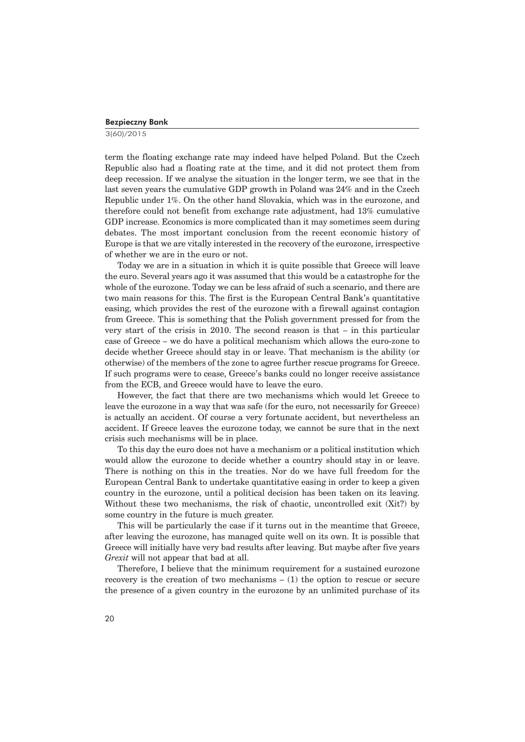term the floating exchange rate may indeed have helped Poland. But the Czech Republic also had a floating rate at the time, and it did not protect them from deep recession. If we analyse the situation in the longer term, we see that in the last seven years the cumulative GDP growth in Poland was 24% and in the Czech Republic under 1%. On the other hand Slovakia, which was in the eurozone, and therefore could not benefit from exchange rate adjustment, had 13% cumulative GDP increase. Economics is more complicated than it may sometimes seem during debates. The most important conclusion from the recent economic history of Europe is that we are vitally interested in the recovery of the eurozone, irrespective of whether we are in the euro or not.

Today we are in a situation in which it is quite possible that Greece will leave the euro. Several years ago it was assumed that this would be a catastrophe for the whole of the eurozone. Today we can be less afraid of such a scenario, and there are two main reasons for this. The first is the European Central Bank's quantitative easing, which provides the rest of the eurozone with a firewall against contagion from Greece. This is something that the Polish government pressed for from the very start of the crisis in 2010. The second reason is that – in this particular case of Greece – we do have a political mechanism which allows the euro-zone to decide whether Greece should stay in or leave. That mechanism is the ability (or otherwise) of the members of the zone to agree further rescue programs for Greece. If such programs were to cease, Greece's banks could no longer receive assistance from the ECB, and Greece would have to leave the euro.

However, the fact that there are two mechanisms which would let Greece to leave the eurozone in a way that was safe (for the euro, not necessarily for Greece) is actually an accident. Of course a very fortunate accident, but nevertheless an accident. If Greece leaves the eurozone today, we cannot be sure that in the next crisis such mechanisms will be in place.

To this day the euro does not have a mechanism or a political institution which would allow the eurozone to decide whether a country should stay in or leave. There is nothing on this in the treaties. Nor do we have full freedom for the European Central Bank to undertake quantitative easing in order to keep a given country in the eurozone, until a political decision has been taken on its leaving. Without these two mechanisms, the risk of chaotic, uncontrolled exit (Xit?) by some country in the future is much greater.

This will be particularly the case if it turns out in the meantime that Greece, after leaving the eurozone, has managed quite well on its own. It is possible that Greece will initially have very bad results after leaving. But maybe after five years *Grexit* will not appear that bad at all.

Therefore, I believe that the minimum requirement for a sustained eurozone recovery is the creation of two mechanisms – (1) the option to rescue or secure the presence of a given country in the eurozone by an unlimited purchase of its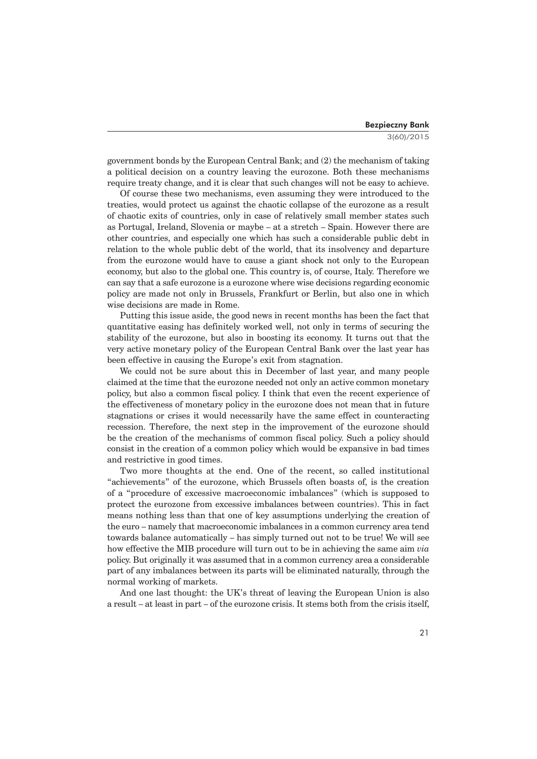government bonds by the European Central Bank; and (2) the mechanism of taking a political decision on a country leaving the eurozone. Both these mechanisms require treaty change, and it is clear that such changes will not be easy to achieve.

Of course these two mechanisms, even assuming they were introduced to the treaties, would protect us against the chaotic collapse of the eurozone as a result of chaotic exits of countries, only in case of relatively small member states such as Portugal, Ireland, Slovenia or maybe – at a stretch – Spain. However there are other countries, and especially one which has such a considerable public debt in relation to the whole public debt of the world, that its insolvency and departure from the eurozone would have to cause a giant shock not only to the European economy, but also to the global one. This country is, of course, Italy. Therefore we can say that a safe eurozone is a eurozone where wise decisions regarding economic policy are made not only in Brussels, Frankfurt or Berlin, but also one in which wise decisions are made in Rome.

Putting this issue aside, the good news in recent months has been the fact that quantitative easing has definitely worked well, not only in terms of securing the stability of the eurozone, but also in boosting its economy. It turns out that the very active monetary policy of the European Central Bank over the last year has been effective in causing the Europe's exit from stagnation.

We could not be sure about this in December of last year, and many people claimed at the time that the eurozone needed not only an active common monetary policy, but also a common fiscal policy. I think that even the recent experience of the effectiveness of monetary policy in the eurozone does not mean that in future stagnations or crises it would necessarily have the same effect in counteracting recession. Therefore, the next step in the improvement of the eurozone should be the creation of the mechanisms of common fiscal policy. Such a policy should consist in the creation of a common policy which would be expansive in bad times and restrictive in good times.

Two more thoughts at the end. One of the recent, so called institutional "achievements" of the eurozone, which Brussels often boasts of, is the creation of a "procedure of excessive macroeconomic imbalances" (which is supposed to protect the eurozone from excessive imbalances between countries). This in fact means nothing less than that one of key assumptions underlying the creation of the euro – namely that macroeconomic imbalances in a common currency area tend towards balance automatically – has simply turned out not to be true! We will see how effective the MIB procedure will turn out to be in achieving the same aim *via* policy. But originally it was assumed that in a common currency area a considerable part of any imbalances between its parts will be eliminated naturally, through the normal working of markets.

And one last thought: the UK's threat of leaving the European Union is also a result – at least in part – of the eurozone crisis. It stems both from the crisis itself,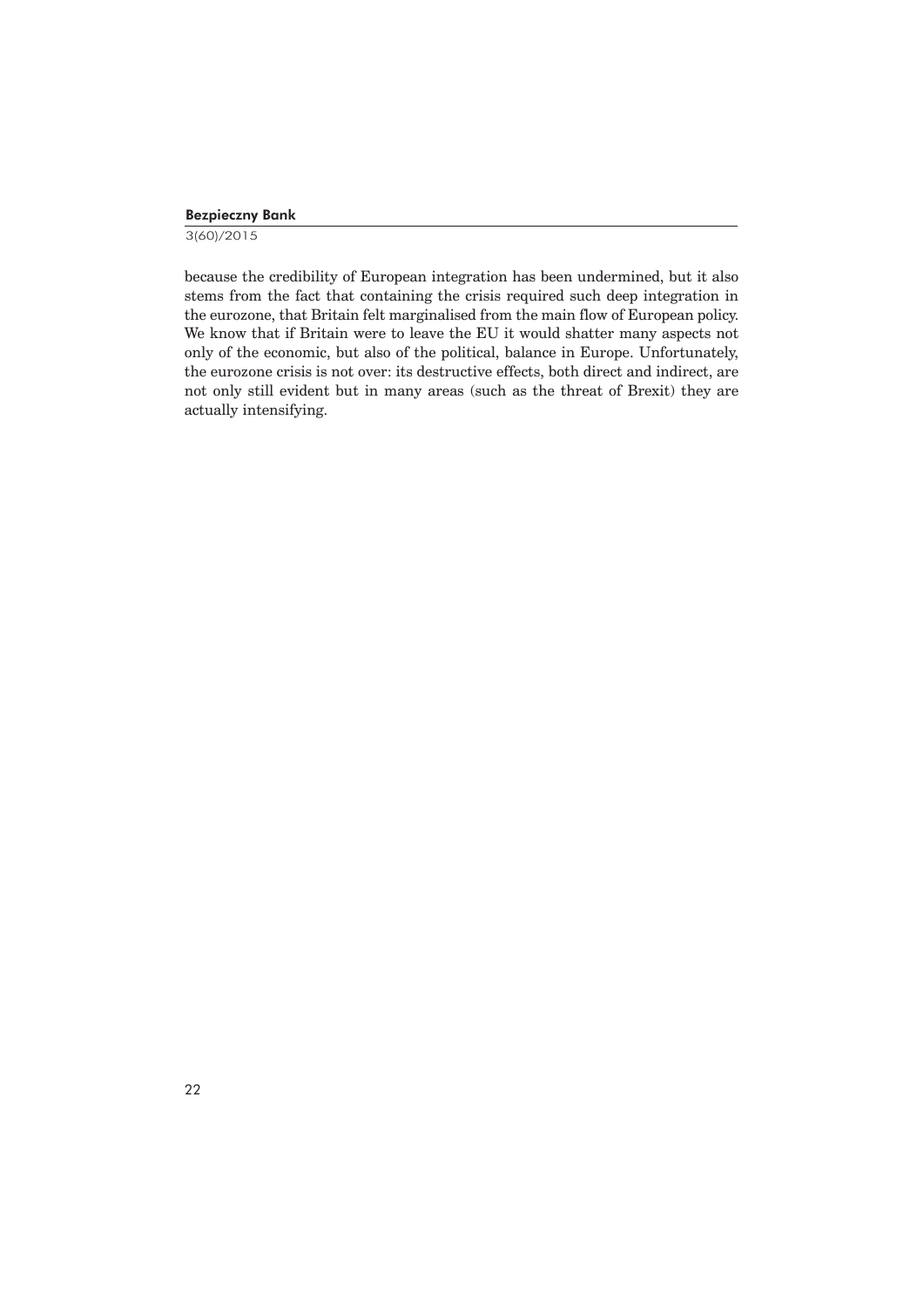because the credibility of European integration has been undermined, but it also stems from the fact that containing the crisis required such deep integration in the eurozone, that Britain felt marginalised from the main flow of European policy. We know that if Britain were to leave the EU it would shatter many aspects not only of the economic, but also of the political, balance in Europe. Unfortunately, the eurozone crisis is not over: its destructive effects, both direct and indirect, are not only still evident but in many areas (such as the threat of Brexit) they are actually intensifying.